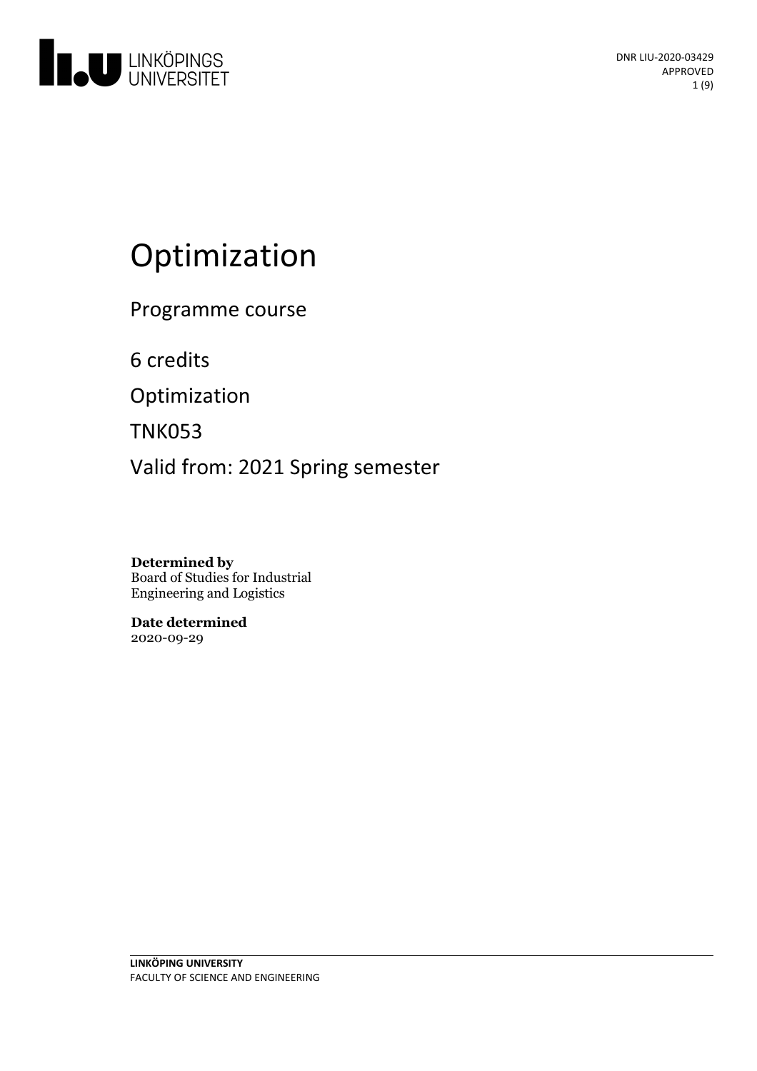DNR LIU-2020-03429
APPROVED

# Optimization

Programme course

6 credits

Optimization

TNK053

Valid from: 2021 Spring semester

**Determined by**
Board of Studies for Industrial Engineering and Logistics

**Date determined**
2020-09-29

**LINKÖPING UNIVERSITY**
FACULTY OF SCIENCE AND ENGINEERING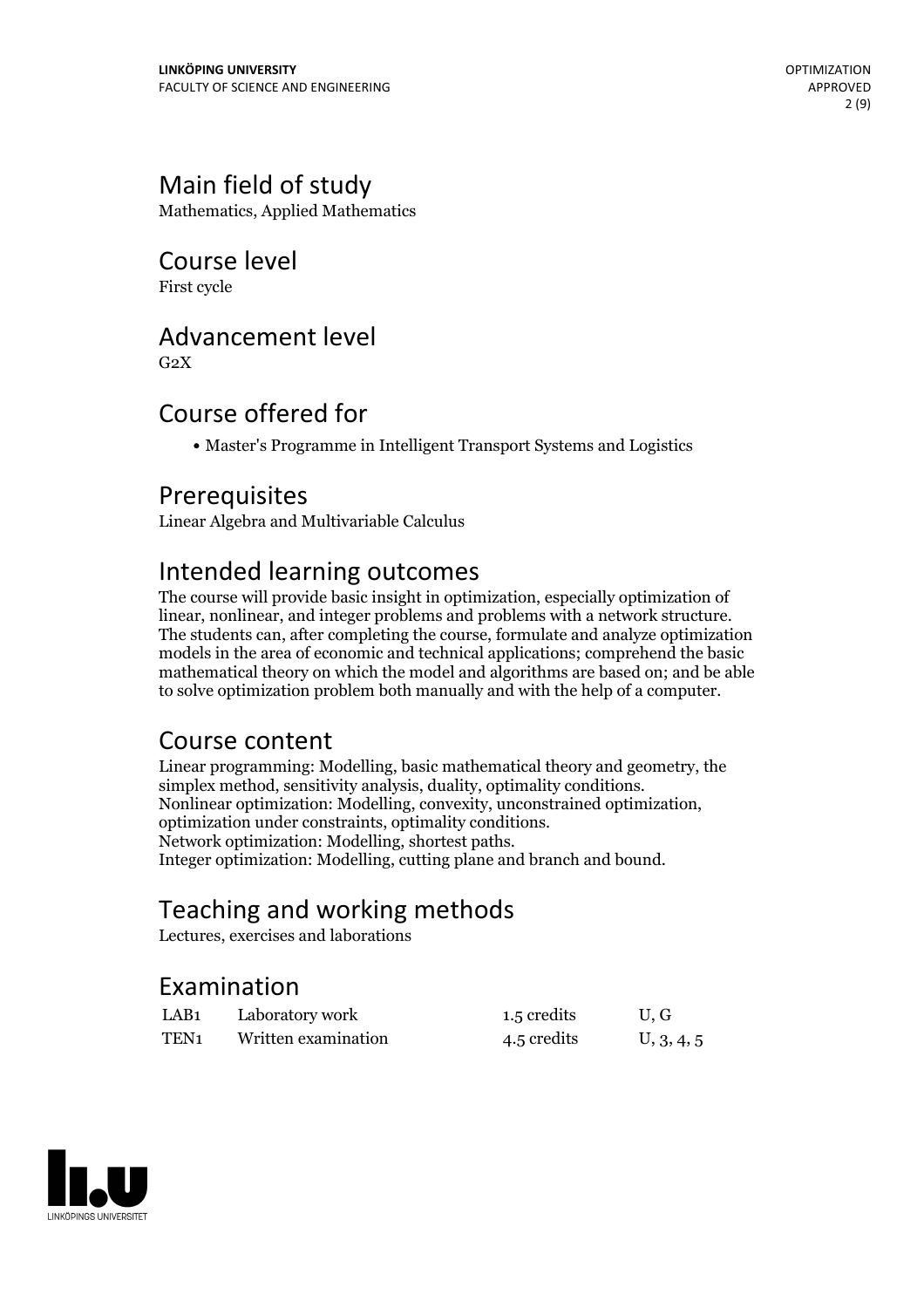## Main field of study

Mathematics, Applied Mathematics

## Course level

First cycle

## Advancement level

G2X

## Course offered for

- Master's Programme in Intelligent Transport Systems and Logistics

## Prerequisites

Linear Algebra and Multivariable Calculus

## Intended learning outcomes

The course will provide basic insight in optimization, especially optimization of linear, nonlinear, and integer problems and problems with a network structure. The students can, after completing the course, formulate and analyze optimization models in the area of economic and technical applications; comprehend the basic mathematical theory on which the model and algorithms are based on; and be able to solve optimization problem both manually and with the help of a computer.

## Course content

Linear programming: Modelling, basic mathematical theory and geometry, the simplex method, sensitivity analysis, duality, optimality conditions.
Nonlinear optimization: Modelling, convexity, unconstrained optimization, optimization under constraints, optimality conditions.
Network optimization: Modelling, shortest paths.
Integer optimization: Modelling, cutting plane and branch and bound.

## Teaching and working methods

Lectures, exercises and laborations

## Examination

| | | | |
|---|---|---|---|
| LAB1 | Laboratory work | 1.5 credits | U, G |
| TEN1 | Written examination | 4.5 credits | U, 3, 4, 5 |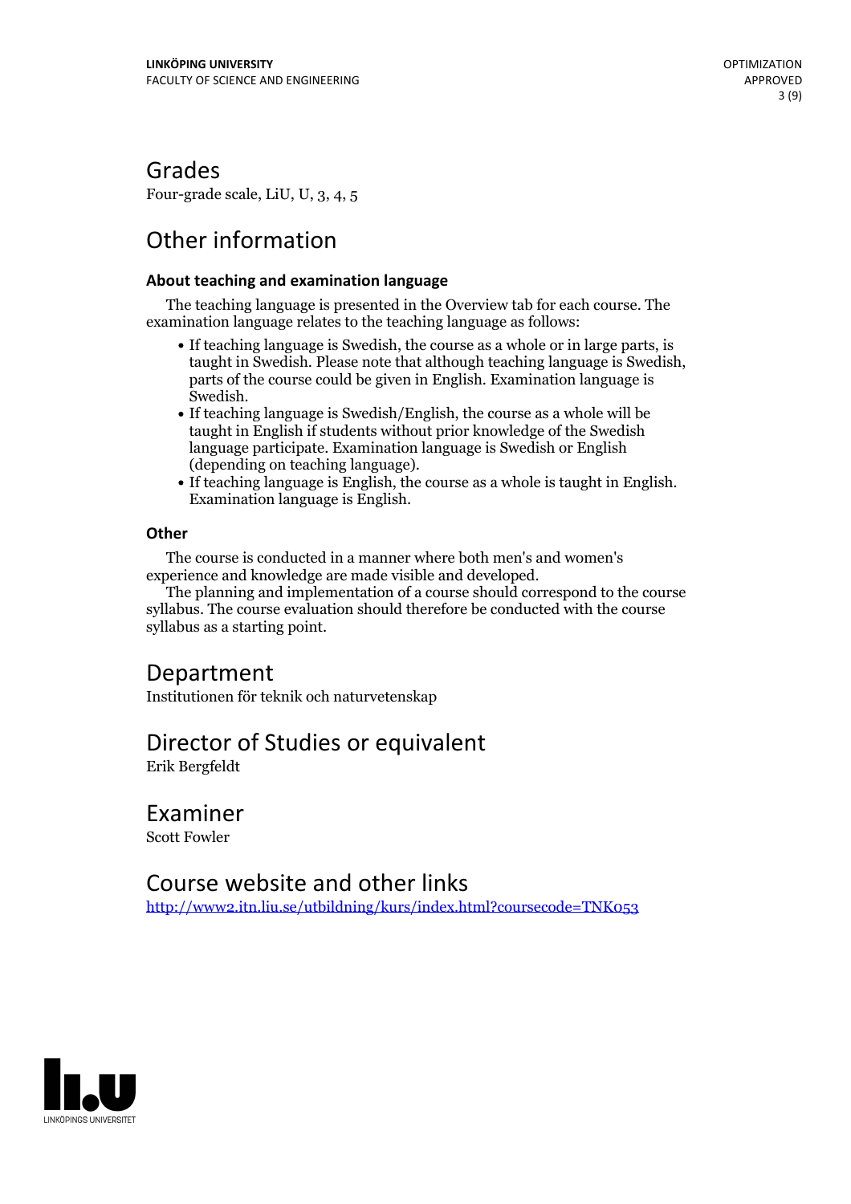# Grades

Four-grade scale, LiU, U, 3, 4, 5

# Other information

### About teaching and examination language

The teaching language is presented in the Overview tab for each course. The examination language relates to the teaching language as follows:

- If teaching language is Swedish, the course as a whole or in large parts, is taught in Swedish. Please note that although teaching language is Swedish, parts of the course could be given in English. Examination language is Swedish.
- If teaching language is Swedish/English, the course as a whole will be taught in English if students without prior knowledge of the Swedish language participate. Examination language is Swedish or English (depending on teaching language).
- If teaching language is English, the course as a whole is taught in English. Examination language is English.

### Other

The course is conducted in a manner where both men's and women's experience and knowledge are made visible and developed.

The planning and implementation of a course should correspond to the course syllabus. The course evaluation should therefore be conducted with the course syllabus as a starting point.

# Department

Institutionen för teknik och naturvetenskap

# Director of Studies or equivalent

Erik Bergfeldt

# Examiner

Scott Fowler

# Course website and other links

[http://www2.itn.liu.se/utbildning/kurs/index.html?coursecode=TNK053](http://www2.itn.liu.se/utbildning/kurs/index.html?coursecode=TNK053)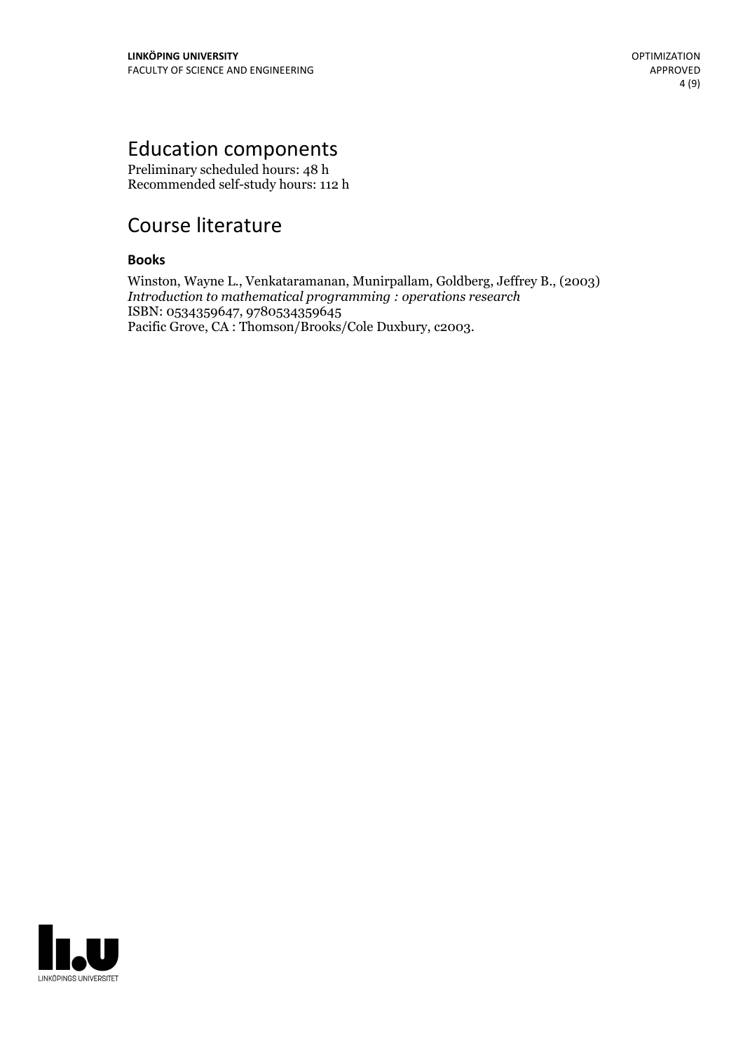# Education components

Preliminary scheduled hours: 48 h
Recommended self-study hours: 112 h

# Course literature

### Books

Winston, Wayne L., Venkataramanan, Munirpallam, Goldberg, Jeffrey B., (2003)
*Introduction to mathematical programming : operations research*
ISBN: 0534359647, 9780534359645
Pacific Grove, CA : Thomson/Brooks/Cole Duxbury, c2003.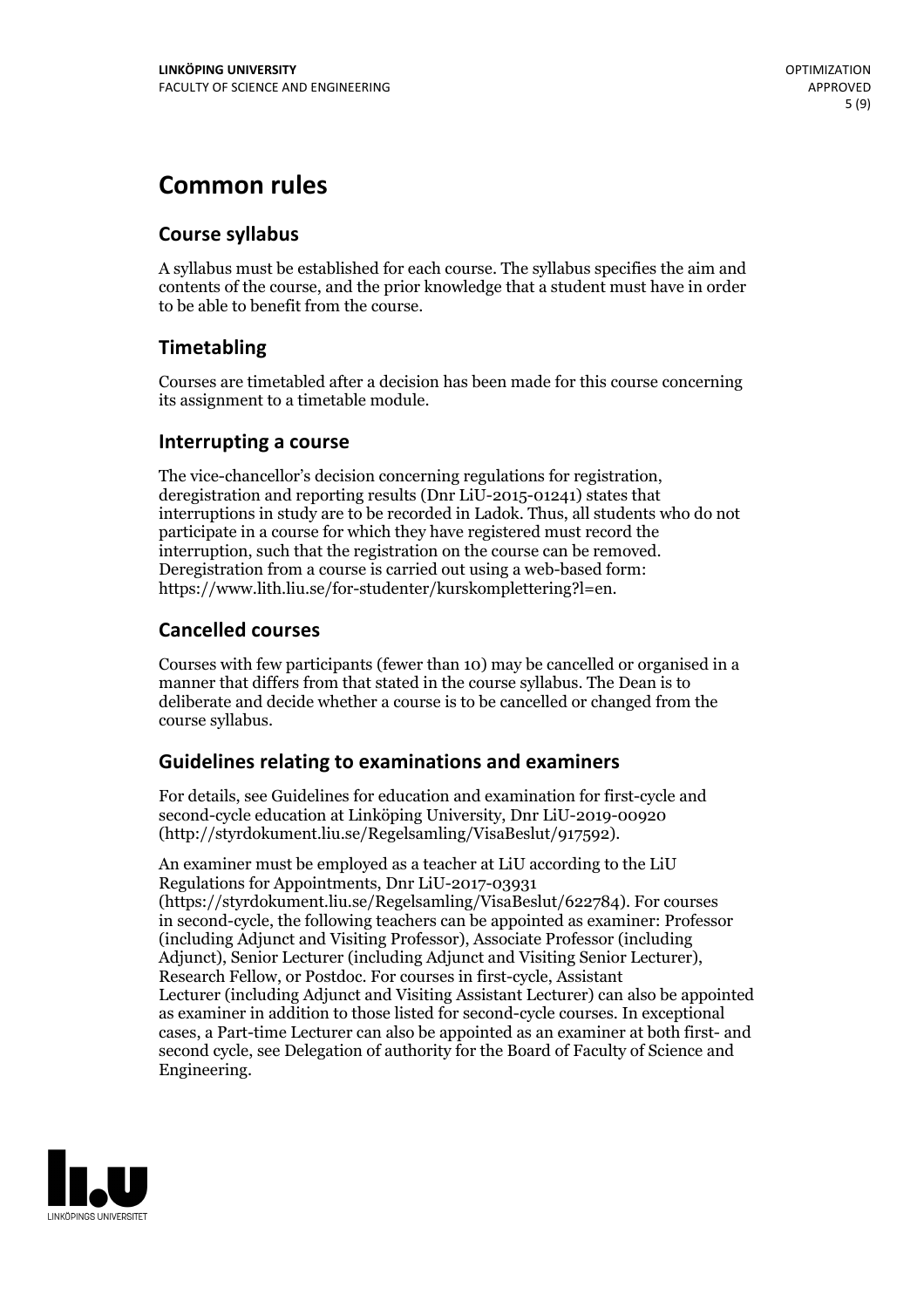# Common rules

## Course syllabus

A syllabus must be established for each course. The syllabus specifies the aim and contents of the course, and the prior knowledge that a student must have in order to be able to benefit from the course.

## Timetabling

Courses are timetabled after a decision has been made for this course concerning its assignment to a timetable module.

## Interrupting a course

The vice-chancellor's decision concerning regulations for registration, deregistration and reporting results (Dnr LiU-2015-01241) states that interruptions in study are to be recorded in Ladok. Thus, all students who do not participate in a course for which they have registered must record the interruption, such that the registration on the course can be removed. Deregistration from a course is carried out using a web-based form: https://www.lith.liu.se/for-studenter/kurskomplettering?l=en.

## Cancelled courses

Courses with few participants (fewer than 10) may be cancelled or organised in a manner that differs from that stated in the course syllabus. The Dean is to deliberate and decide whether a course is to be cancelled or changed from the course syllabus.

## Guidelines relating to examinations and examiners

For details, see Guidelines for education and examination for first-cycle and second-cycle education at Linköping University, Dnr LiU-2019-00920 (http://styrdokument.liu.se/Regelsamling/VisaBeslut/917592).

An examiner must be employed as a teacher at LiU according to the LiU Regulations for Appointments, Dnr LiU-2017-03931 (https://styrdokument.liu.se/Regelsamling/VisaBeslut/622784). For courses in second-cycle, the following teachers can be appointed as examiner: Professor (including Adjunct and Visiting Professor), Associate Professor (including Adjunct), Senior Lecturer (including Adjunct and Visiting Senior Lecturer), Research Fellow, or Postdoc. For courses in first-cycle, Assistant Lecturer (including Adjunct and Visiting Assistant Lecturer) can also be appointed as examiner in addition to those listed for second-cycle courses. In exceptional cases, a Part-time Lecturer can also be appointed as an examiner at both first- and second cycle, see Delegation of authority for the Board of Faculty of Science and Engineering.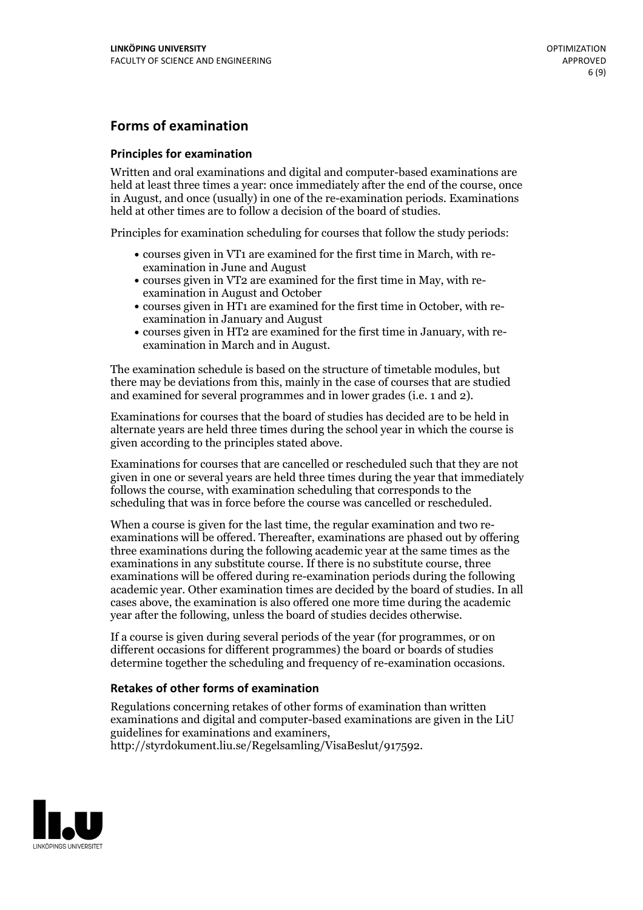## Forms of examination

### Principles for examination

Written and oral examinations and digital and computer-based examinations are held at least three times a year: once immediately after the end of the course, once in August, and once (usually) in one of the re-examination periods. Examinations held at other times are to follow a decision of the board of studies.

Principles for examination scheduling for courses that follow the study periods:

- courses given in VT1 are examined for the first time in March, with re-examination in June and August
- courses given in VT2 are examined for the first time in May, with re-examination in August and October
- courses given in HT1 are examined for the first time in October, with re-examination in January and August
- courses given in HT2 are examined for the first time in January, with re-examination in March and in August.

The examination schedule is based on the structure of timetable modules, but there may be deviations from this, mainly in the case of courses that are studied and examined for several programmes and in lower grades (i.e. 1 and 2).

Examinations for courses that the board of studies has decided are to be held in alternate years are held three times during the school year in which the course is given according to the principles stated above.

Examinations for courses that are cancelled or rescheduled such that they are not given in one or several years are held three times during the year that immediately follows the course, with examination scheduling that corresponds to the scheduling that was in force before the course was cancelled or rescheduled.

When a course is given for the last time, the regular examination and two re-examinations will be offered. Thereafter, examinations are phased out by offering three examinations during the following academic year at the same times as the examinations in any substitute course. If there is no substitute course, three examinations will be offered during re-examination periods during the following academic year. Other examination times are decided by the board of studies. In all cases above, the examination is also offered one more time during the academic year after the following, unless the board of studies decides otherwise.

If a course is given during several periods of the year (for programmes, or on different occasions for different programmes) the board or boards of studies determine together the scheduling and frequency of re-examination occasions.

### Retakes of other forms of examination

Regulations concerning retakes of other forms of examination than written examinations and digital and computer-based examinations are given in the LiU guidelines for examinations and examiners, http://styrdokument.liu.se/Regelsamling/VisaBeslut/917592.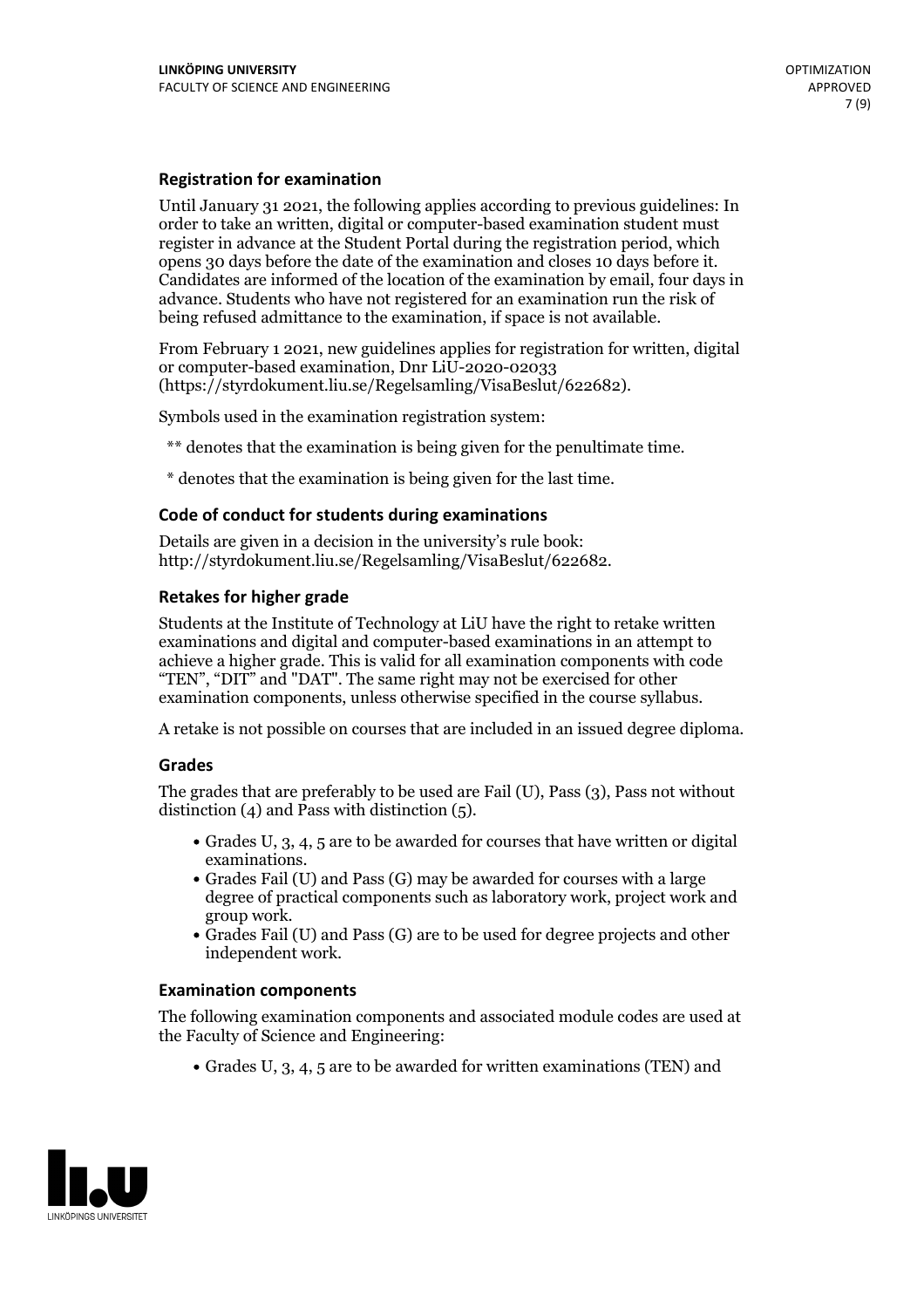### Registration for examination

Until January 31 2021, the following applies according to previous guidelines: In order to take an written, digital or computer-based examination student must register in advance at the Student Portal during the registration period, which opens 30 days before the date of the examination and closes 10 days before it. Candidates are informed of the location of the examination by email, four days in advance. Students who have not registered for an examination run the risk of being refused admittance to the examination, if space is not available.

From February 1 2021, new guidelines applies for registration for written, digital or computer-based examination, Dnr LiU-2020-02033 (https://styrdokument.liu.se/Regelsamling/VisaBeslut/622682).

Symbols used in the examination registration system:

** denotes that the examination is being given for the penultimate time.

* denotes that the examination is being given for the last time.

### Code of conduct for students during examinations

Details are given in a decision in the university's rule book: http://styrdokument.liu.se/Regelsamling/VisaBeslut/622682.

### Retakes for higher grade

Students at the Institute of Technology at LiU have the right to retake written examinations and digital and computer-based examinations in an attempt to achieve a higher grade. This is valid for all examination components with code "TEN", "DIT" and "DAT". The same right may not be exercised for other examination components, unless otherwise specified in the course syllabus.

A retake is not possible on courses that are included in an issued degree diploma.

### Grades

The grades that are preferably to be used are Fail (U), Pass (3), Pass not without distinction (4) and Pass with distinction (5).

- Grades U, 3, 4, 5 are to be awarded for courses that have written or digital examinations.
- Grades Fail (U) and Pass (G) may be awarded for courses with a large degree of practical components such as laboratory work, project work and group work.
- Grades Fail (U) and Pass (G) are to be used for degree projects and other independent work.

### Examination components

The following examination components and associated module codes are used at the Faculty of Science and Engineering:

- Grades U, 3, 4, 5 are to be awarded for written examinations (TEN) and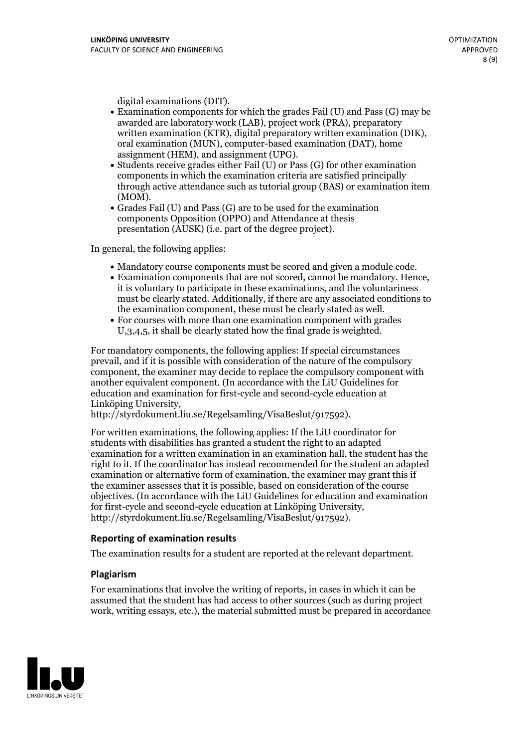digital examinations (DIT).

- Examination components for which the grades Fail (U) and Pass (G) may be awarded are laboratory work (LAB), project work (PRA), preparatory written examination (KTR), digital preparatory written examination (DIK), oral examination (MUN), computer-based examination (DAT), home assignment (HEM), and assignment (UPG).
- Students receive grades either Fail (U) or Pass (G) for other examination components in which the examination criteria are satisfied principally through active attendance such as tutorial group (BAS) or examination item (MOM).
- Grades Fail (U) and Pass (G) are to be used for the examination components Opposition (OPPO) and Attendance at thesis presentation (AUSK) (i.e. part of the degree project).

In general, the following applies:

- Mandatory course components must be scored and given a module code.
- Examination components that are not scored, cannot be mandatory. Hence, it is voluntary to participate in these examinations, and the voluntariness must be clearly stated. Additionally, if there are any associated conditions to the examination component, these must be clearly stated as well.
- For courses with more than one examination component with grades U,3,4,5, it shall be clearly stated how the final grade is weighted.

For mandatory components, the following applies: If special circumstances prevail, and if it is possible with consideration of the nature of the compulsory component, the examiner may decide to replace the compulsory component with another equivalent component. (In accordance with the LiU Guidelines for education and examination for first-cycle and second-cycle education at Linköping University, http://styrdokument.liu.se/Regelsamling/VisaBeslut/917592).

For written examinations, the following applies: If the LiU coordinator for students with disabilities has granted a student the right to an adapted examination for a written examination in an examination hall, the student has the right to it. If the coordinator has instead recommended for the student an adapted examination or alternative form of examination, the examiner may grant this if the examiner assesses that it is possible, based on consideration of the course objectives. (In accordance with the LiU Guidelines for education and examination for first-cycle and second-cycle education at Linköping University, http://styrdokument.liu.se/Regelsamling/VisaBeslut/917592).

### Reporting of examination results

The examination results for a student are reported at the relevant department.

### Plagiarism

For examinations that involve the writing of reports, in cases in which it can be assumed that the student has had access to other sources (such as during project work, writing essays, etc.), the material submitted must be prepared in accordance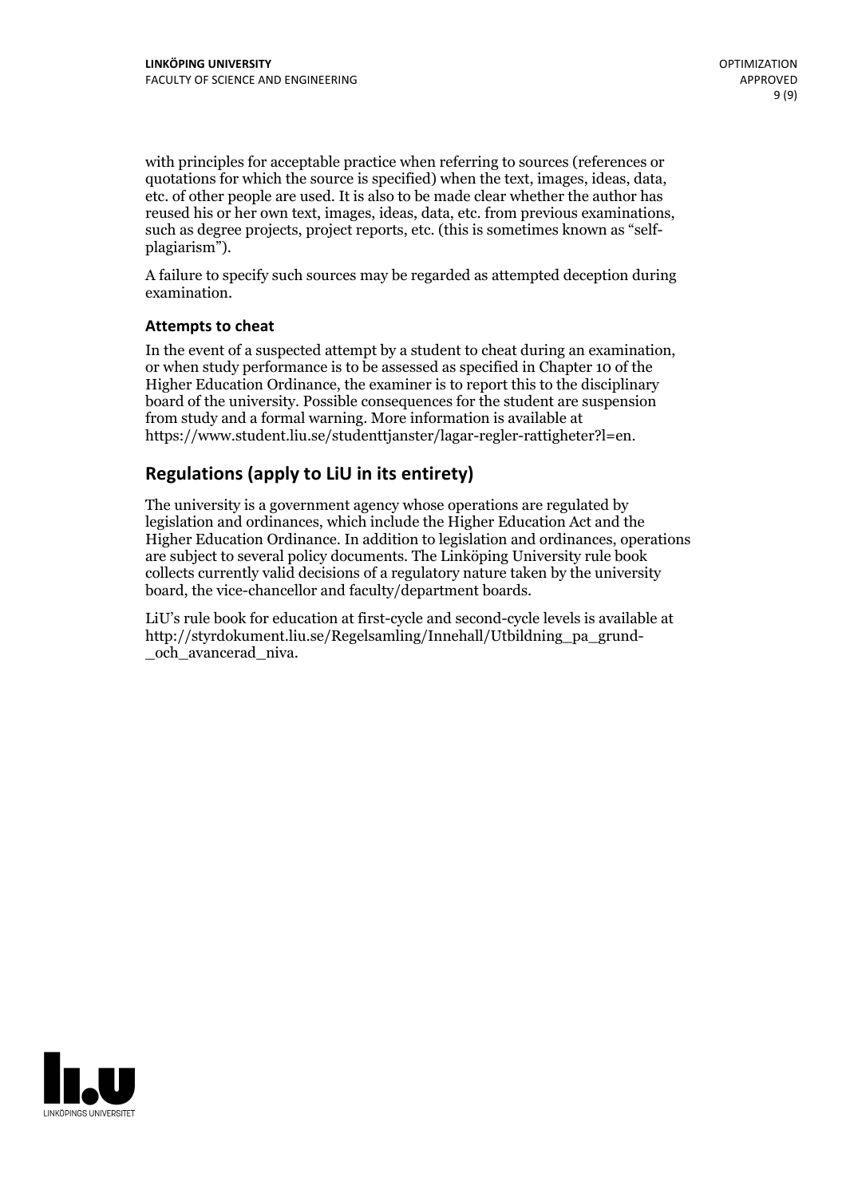with principles for acceptable practice when referring to sources (references or quotations for which the source is specified) when the text, images, ideas, data, etc. of other people are used. It is also to be made clear whether the author has reused his or her own text, images, ideas, data, etc. from previous examinations, such as degree projects, project reports, etc. (this is sometimes known as "self-plagiarism").

A failure to specify such sources may be regarded as attempted deception during examination.

### Attempts to cheat

In the event of a suspected attempt by a student to cheat during an examination, or when study performance is to be assessed as specified in Chapter 10 of the Higher Education Ordinance, the examiner is to report this to the disciplinary board of the university. Possible consequences for the student are suspension from study and a formal warning. More information is available at https://www.student.liu.se/studenttjanster/lagar-regler-rattigheter?l=en.

## Regulations (apply to LiU in its entirety)

The university is a government agency whose operations are regulated by legislation and ordinances, which include the Higher Education Act and the Higher Education Ordinance. In addition to legislation and ordinances, operations are subject to several policy documents. The Linköping University rule book collects currently valid decisions of a regulatory nature taken by the university board, the vice-chancellor and faculty/department boards.

LiU's rule book for education at first-cycle and second-cycle levels is available at http://styrdokument.liu.se/Regelsamling/Innehall/Utbildning_pa_grund-_och_avancerad_niva.